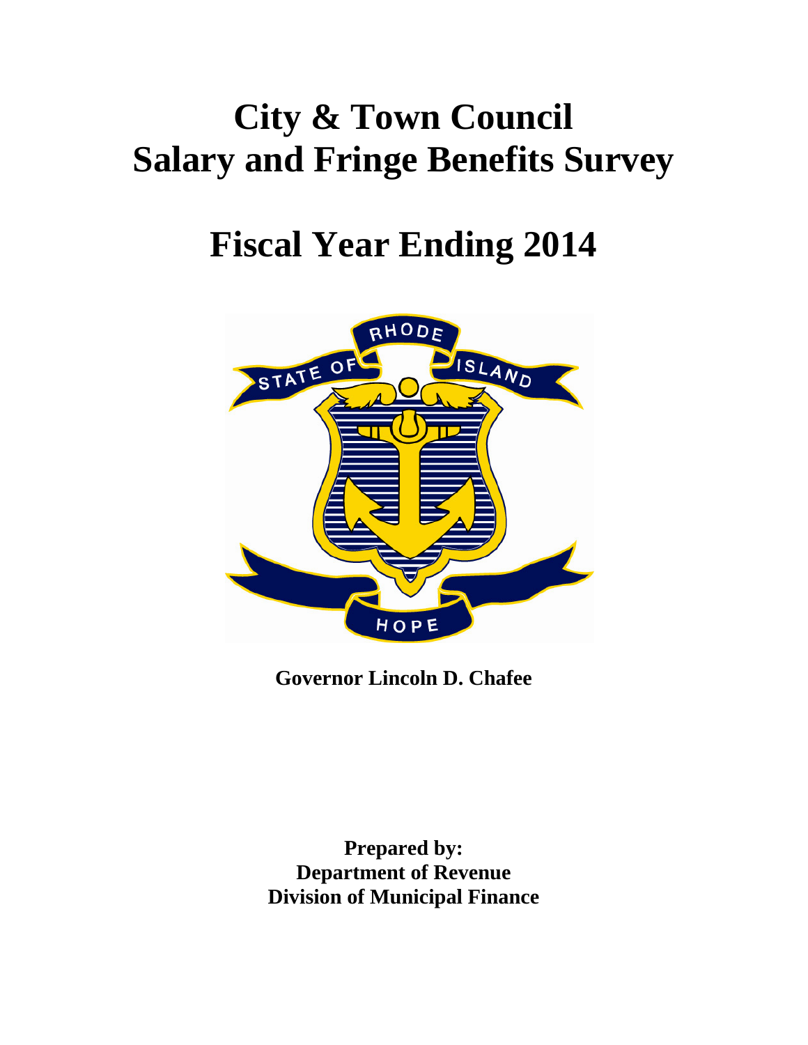# City & Town Council
# Salary and Fringe Benefits Survey

# Fiscal Year Ending 2014

**Governor Lincoln D. Chafee**

**Prepared by:**
**Department of Revenue**
**Division of Municipal Finance**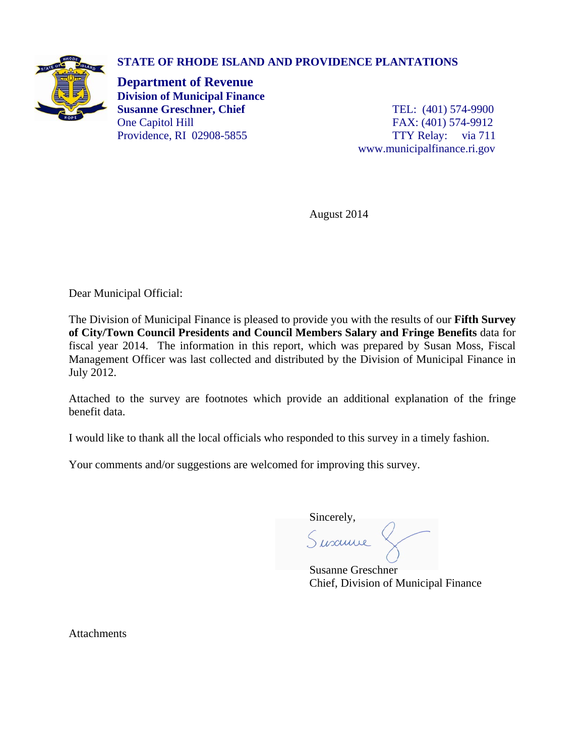**STATE OF RHODE ISLAND AND PROVIDENCE PLANTATIONS**

**Department of Revenue**
**Division of Municipal Finance**
**Susanne Greschner, Chief**
One Capitol Hill
Providence, RI 02908-5855

TEL: (401) 574-9900
FAX: (401) 574-9912
TTY Relay: via 711
www.municipalfinance.ri.gov

August 2014

Dear Municipal Official:

The Division of Municipal Finance is pleased to provide you with the results of our **Fifth Survey of City/Town Council Presidents and Council Members Salary and Fringe Benefits** data for fiscal year 2014. The information in this report, which was prepared by Susan Moss, Fiscal Management Officer was last collected and distributed by the Division of Municipal Finance in July 2012.

Attached to the survey are footnotes which provide an additional explanation of the fringe benefit data.

I would like to thank all the local officials who responded to this survey in a timely fashion.

Your comments and/or suggestions are welcomed for improving this survey.

Sincerely,

Susanne Greschner
Chief, Division of Municipal Finance

Attachments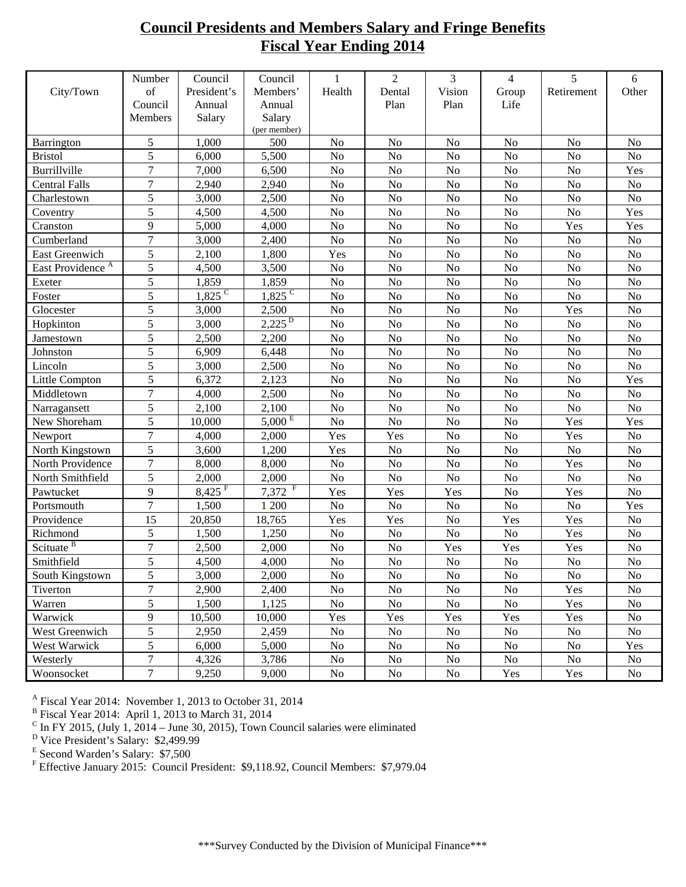# Council Presidents and Members Salary and Fringe Benefits
## Fiscal Year Ending 2014

| City/Town | Number of Council Members | Council President's Annual Salary | Council Members' Annual Salary (per member) | 1 Health | 2 Dental Plan | 3 Vision Plan | 4 Group Life | 5 Retirement | 6 Other |
|---|---|---|---|---|---|---|---|---|---|
| Barrington | 5 | 1,000 | 500 | No | No | No | No | No | No |
| Bristol | 5 | 6,000 | 5,500 | No | No | No | No | No | No |
| Burrillville | 7 | 7,000 | 6,500 | No | No | No | No | No | Yes |
| Central Falls | 7 | 2,940 | 2,940 | No | No | No | No | No | No |
| Charlestown | 5 | 3,000 | 2,500 | No | No | No | No | No | No |
| Coventry | 5 | 4,500 | 4,500 | No | No | No | No | No | Yes |
| Cranston | 9 | 5,000 | 4,000 | No | No | No | No | Yes | Yes |
| Cumberland | 7 | 3,000 | 2,400 | No | No | No | No | No | No |
| East Greenwich | 5 | 2,100 | 1,800 | Yes | No | No | No | No | No |
| East Providence [A] | 5 | 4,500 | 3,500 | No | No | No | No | No | No |
| Exeter | 5 | 1,859 | 1,859 | No | No | No | No | No | No |
| Foster | 5 | 1,825 [C] | 1,825 [C] | No | No | No | No | No | No |
| Glocester | 5 | 3,000 | 2,500 | No | No | No | No | Yes | No |
| Hopkinton | 5 | 3,000 | 2,225 [D] | No | No | No | No | No | No |
| Jamestown | 5 | 2,500 | 2,200 | No | No | No | No | No | No |
| Johnston | 5 | 6,909 | 6,448 | No | No | No | No | No | No |
| Lincoln | 5 | 3,000 | 2,500 | No | No | No | No | No | No |
| Little Compton | 5 | 6,372 | 2,123 | No | No | No | No | No | Yes |
| Middletown | 7 | 4,000 | 2,500 | No | No | No | No | No | No |
| Narragansett | 5 | 2,100 | 2,100 | No | No | No | No | No | No |
| New Shoreham | 5 | 10,000 | 5,000 [E] | No | No | No | No | Yes | Yes |
| Newport | 7 | 4,000 | 2,000 | Yes | Yes | No | No | Yes | No |
| North Kingstown | 5 | 3,600 | 1,200 | Yes | No | No | No | No | No |
| North Providence | 7 | 8,000 | 8,000 | No | No | No | No | Yes | No |
| North Smithfield | 5 | 2,000 | 2,000 | No | No | No | No | No | No |
| Pawtucket | 9 | 8,425 [F] | 7,372 [F] | Yes | Yes | Yes | No | Yes | No |
| Portsmouth | 7 | 1,500 | 1,200 | No | No | No | No | No | Yes |
| Providence | 15 | 20,850 | 18,765 | Yes | Yes | No | Yes | Yes | No |
| Richmond | 5 | 1,500 | 1,250 | No | No | No | No | Yes | No |
| Scituate [B] | 7 | 2,500 | 2,000 | No | No | Yes | Yes | Yes | No |
| Smithfield | 5 | 4,500 | 4,000 | No | No | No | No | No | No |
| South Kingstown | 5 | 3,000 | 2,000 | No | No | No | No | No | No |
| Tiverton | 7 | 2,900 | 2,400 | No | No | No | No | Yes | No |
| Warren | 5 | 1,500 | 1,125 | No | No | No | No | Yes | No |
| Warwick | 9 | 10,500 | 10,000 | Yes | Yes | Yes | Yes | Yes | No |
| West Greenwich | 5 | 2,950 | 2,459 | No | No | No | No | No | No |
| West Warwick | 5 | 6,000 | 5,000 | No | No | No | No | No | Yes |
| Westerly | 7 | 4,326 | 3,786 | No | No | No | No | No | No |
| Woonsocket | 7 | 9,250 | 9,000 | No | No | No | Yes | Yes | No |

[A] Fiscal Year 2014: November 1, 2013 to October 31, 2014
[B] Fiscal Year 2014: April 1, 2013 to March 31, 2014
[C] In FY 2015, (July 1, 2014 – June 30, 2015), Town Council salaries were eliminated
[D] Vice President's Salary: $2,499.99
[E] Second Warden's Salary: $7,500
[F] Effective January 2015: Council President: $9,118.92, Council Members: $7,979.04

\*\*\*Survey Conducted by the Division of Municipal Finance\*\*\*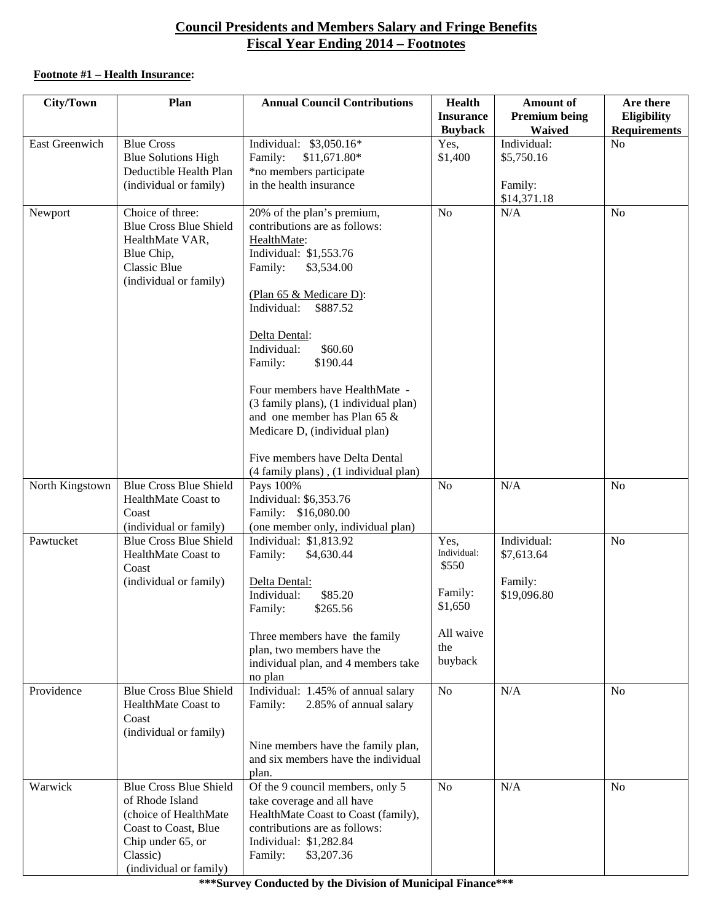# Council Presidents and Members Salary and Fringe Benefits
# Fiscal Year Ending 2014 – Footnotes

**Footnote #1 – Health Insurance:**

| City/Town | Plan | Annual Council Contributions | Health Insurance Buyback | Amount of Premium being Waived | Are there Eligibility Requirements |
|---|---|---|---|---|---|
| East Greenwich | Blue Cross Blue Solutions High Deductible Health Plan (individual or family) | Individual: $3,050.16* Family: $11,671.80* *no members participate in the health insurance | Yes, $1,400 | Individual: $5,750.16 Family: $14,371.18 | No |
| Newport | Choice of three: Blue Cross Blue Shield HealthMate VAR, Blue Chip, Classic Blue (individual or family) | 20% of the plan's premium, contributions are as follows: HealthMate: Individual: $1,553.76 Family: $3,534.00 (Plan 65 & Medicare D): Individual: $887.52 Delta Dental: Individual: $60.60 Family: $190.44 Four members have HealthMate - (3 family plans), (1 individual plan) and one member has Plan 65 & Medicare D, (individual plan) Five members have Delta Dental (4 family plans) , (1 individual plan) | No | N/A | No |
| North Kingstown | Blue Cross Blue Shield HealthMate Coast to Coast (individual or family) | Pays 100% Individual: $6,353.76 Family: $16,080.00 (one member only, individual plan) | No | N/A | No |
| Pawtucket | Blue Cross Blue Shield HealthMate Coast to Coast (individual or family) | Individual: $1,813.92 Family: $4,630.44 Delta Dental: Individual: $85.20 Family: $265.56 Three members have the family plan, two members have the individual plan, and 4 members take no plan | Yes, Individual: $550 Family: $1,650 All waive the buyback | Individual: $7,613.64 Family: $19,096.80 | No |
| Providence | Blue Cross Blue Shield HealthMate Coast to Coast (individual or family) | Individual: 1.45% of annual salary Family: 2.85% of annual salary Nine members have the family plan, and six members have the individual plan. | No | N/A | No |
| Warwick | Blue Cross Blue Shield of Rhode Island (choice of HealthMate Coast to Coast, Blue Chip under 65, or Classic) (individual or family) | Of the 9 council members, only 5 take coverage and all have HealthMate Coast to Coast (family), contributions are as follows: Individual: $1,282.84 Family: $3,207.36 | No | N/A | No |

**\*\*\*Survey Conducted by the Division of Municipal Finance\*\*\***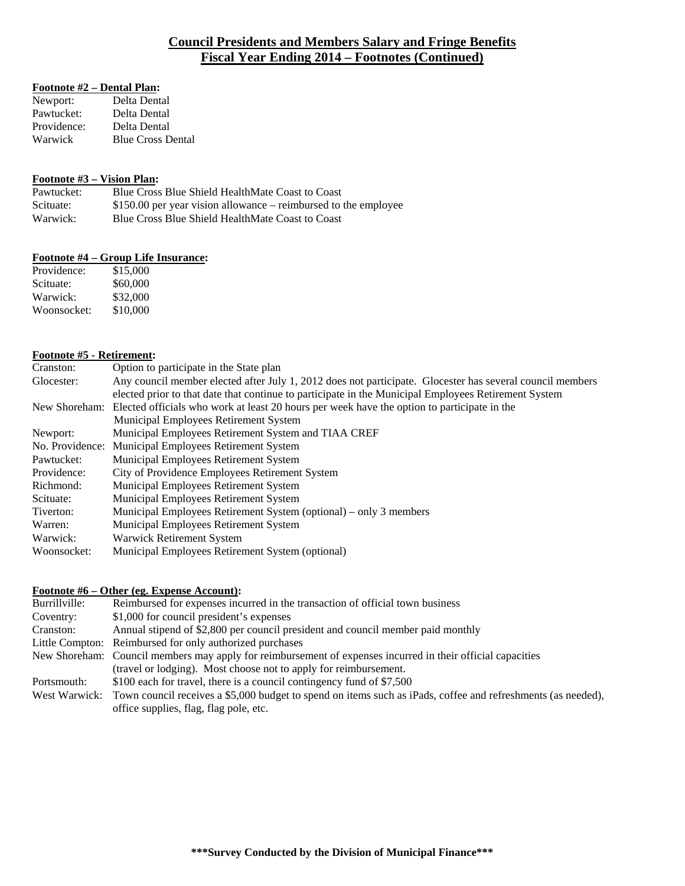## Council Presidents and Members Salary and Fringe Benefits
## Fiscal Year Ending 2014 – Footnotes (Continued)

**Footnote #2 – Dental Plan:**

| | |
|---|---|
| Newport: | Delta Dental |
| Pawtucket: | Delta Dental |
| Providence: | Delta Dental |
| Warwick | Blue Cross Dental |

**Footnote #3 – Vision Plan:**

| | |
|---|---|
| Pawtucket: | Blue Cross Blue Shield HealthMate Coast to Coast |
| Scituate: | $150.00 per year vision allowance – reimbursed to the employee |
| Warwick: | Blue Cross Blue Shield HealthMate Coast to Coast |

**Footnote #4 – Group Life Insurance:**

| | |
|---|---|
| Providence: | $15,000 |
| Scituate: | $60,000 |
| Warwick: | $32,000 |
| Woonsocket: | $10,000 |

**Footnote #5 - Retirement:**

| | |
|---|---|
| Cranston: | Option to participate in the State plan |
| Glocester: | Any council member elected after July 1, 2012 does not participate. Glocester has several council members elected prior to that date that continue to participate in the Municipal Employees Retirement System |
| New Shoreham: | Elected officials who work at least 20 hours per week have the option to participate in the Municipal Employees Retirement System |
| Newport: | Municipal Employees Retirement System and TIAA CREF |
| No. Providence: | Municipal Employees Retirement System |
| Pawtucket: | Municipal Employees Retirement System |
| Providence: | City of Providence Employees Retirement System |
| Richmond: | Municipal Employees Retirement System |
| Scituate: | Municipal Employees Retirement System |
| Tiverton: | Municipal Employees Retirement System (optional) – only 3 members |
| Warren: | Municipal Employees Retirement System |
| Warwick: | Warwick Retirement System |
| Woonsocket: | Municipal Employees Retirement System (optional) |

**Footnote #6 – Other (eg. Expense Account):**

| | |
|---|---|
| Burrillville: | Reimbursed for expenses incurred in the transaction of official town business |
| Coventry: | $1,000 for council president's expenses |
| Cranston: | Annual stipend of $2,800 per council president and council member paid monthly |
| Little Compton: | Reimbursed for only authorized purchases |
| New Shoreham: | Council members may apply for reimbursement of expenses incurred in their official capacities (travel or lodging). Most choose not to apply for reimbursement. |
| Portsmouth: | $100 each for travel, there is a council contingency fund of $7,500 |
| West Warwick: | Town council receives a $5,000 budget to spend on items such as iPads, coffee and refreshments (as needed), office supplies, flag, flag pole, etc. |

**\*\*\*Survey Conducted by the Division of Municipal Finance\*\*\***